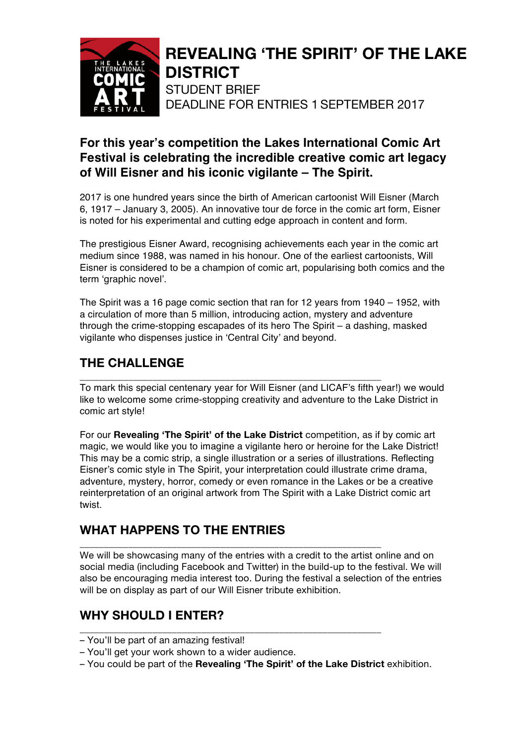# REVEALING 'THE SPIRIT' OF THE LAKE DISTRICT

STUDENT BRIEF
DEADLINE FOR ENTRIES 1 SEPTEMBER 2017

**For this year's competition the Lakes International Comic Art Festival is celebrating the incredible creative comic art legacy of Will Eisner and his iconic vigilante – The Spirit.**

2017 is one hundred years since the birth of American cartoonist Will Eisner (March 6, 1917 – January 3, 2005). An innovative tour de force in the comic art form, Eisner is noted for his experimental and cutting edge approach in content and form.

The prestigious Eisner Award, recognising achievements each year in the comic art medium since 1988, was named in his honour. One of the earliest cartoonists, Will Eisner is considered to be a champion of comic art, popularising both comics and the term 'graphic novel'.

The Spirit was a 16 page comic section that ran for 12 years from 1940 – 1952, with a circulation of more than 5 million, introducing action, mystery and adventure through the crime-stopping escapades of its hero The Spirit – a dashing, masked vigilante who dispenses justice in 'Central City' and beyond.

## THE CHALLENGE

To mark this special centenary year for Will Eisner (and LICAF's fifth year!) we would like to welcome some crime-stopping creativity and adventure to the Lake District in comic art style!

For our **Revealing 'The Spirit' of the Lake District** competition, as if by comic art magic, we would like you to imagine a vigilante hero or heroine for the Lake District! This may be a comic strip, a single illustration or a series of illustrations. Reflecting Eisner's comic style in The Spirit, your interpretation could illustrate crime drama, adventure, mystery, horror, comedy or even romance in the Lakes or be a creative reinterpretation of an original artwork from The Spirit with a Lake District comic art twist.

## WHAT HAPPENS TO THE ENTRIES

We will be showcasing many of the entries with a credit to the artist online and on social media (including Facebook and Twitter) in the build-up to the festival. We will also be encouraging media interest too. During the festival a selection of the entries will be on display as part of our Will Eisner tribute exhibition.

## WHY SHOULD I ENTER?

– You'll be part of an amazing festival!
– You'll get your work shown to a wider audience.
– You could be part of the **Revealing 'The Spirit' of the Lake District** exhibition.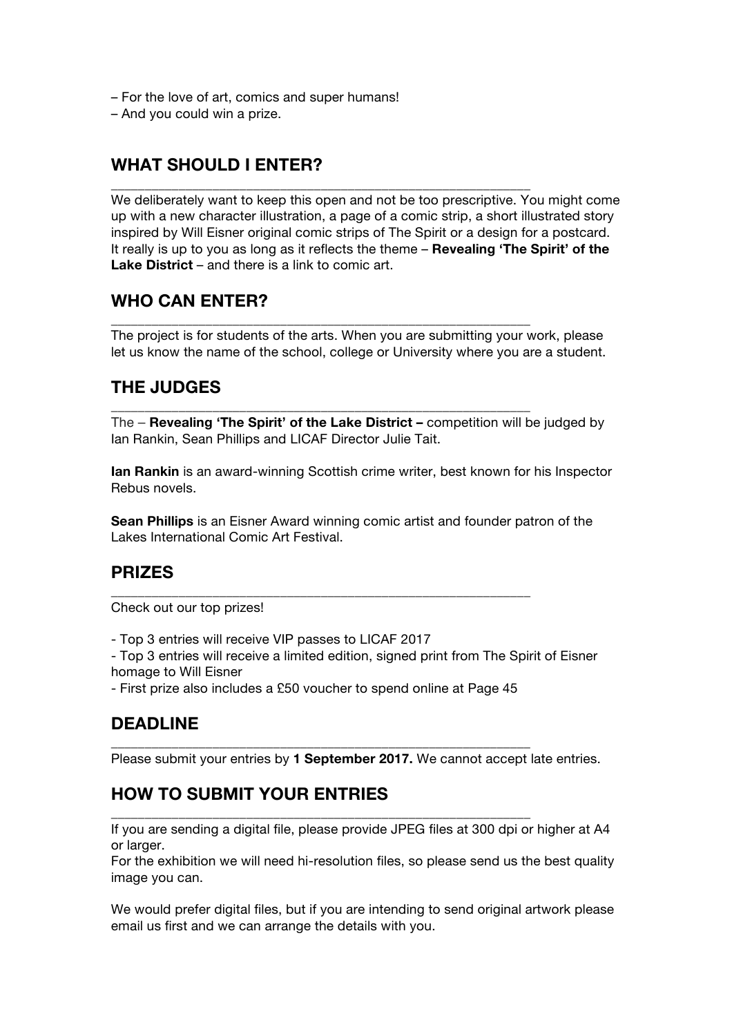– For the love of art, comics and super humans!
– And you could win a prize.

## WHAT SHOULD I ENTER?

We deliberately want to keep this open and not be too prescriptive. You might come up with a new character illustration, a page of a comic strip, a short illustrated story inspired by Will Eisner original comic strips of The Spirit or a design for a postcard. It really is up to you as long as it reflects the theme – **Revealing 'The Spirit' of the Lake District** – and there is a link to comic art.

## WHO CAN ENTER?

The project is for students of the arts. When you are submitting your work, please let us know the name of the school, college or University where you are a student.

## THE JUDGES

The – **Revealing 'The Spirit' of the Lake District –** competition will be judged by Ian Rankin, Sean Phillips and LICAF Director Julie Tait.

**Ian Rankin** is an award-winning Scottish crime writer, best known for his Inspector Rebus novels.

**Sean Phillips** is an Eisner Award winning comic artist and founder patron of the Lakes International Comic Art Festival.

## PRIZES

Check out our top prizes!

- Top 3 entries will receive VIP passes to LICAF 2017
- Top 3 entries will receive a limited edition, signed print from The Spirit of Eisner homage to Will Eisner
- First prize also includes a £50 voucher to spend online at Page 45

## DEADLINE

Please submit your entries by **1 September 2017.** We cannot accept late entries.

## HOW TO SUBMIT YOUR ENTRIES

If you are sending a digital file, please provide JPEG files at 300 dpi or higher at A4 or larger.
For the exhibition we will need hi-resolution files, so please send us the best quality image you can.

We would prefer digital files, but if you are intending to send original artwork please email us first and we can arrange the details with you.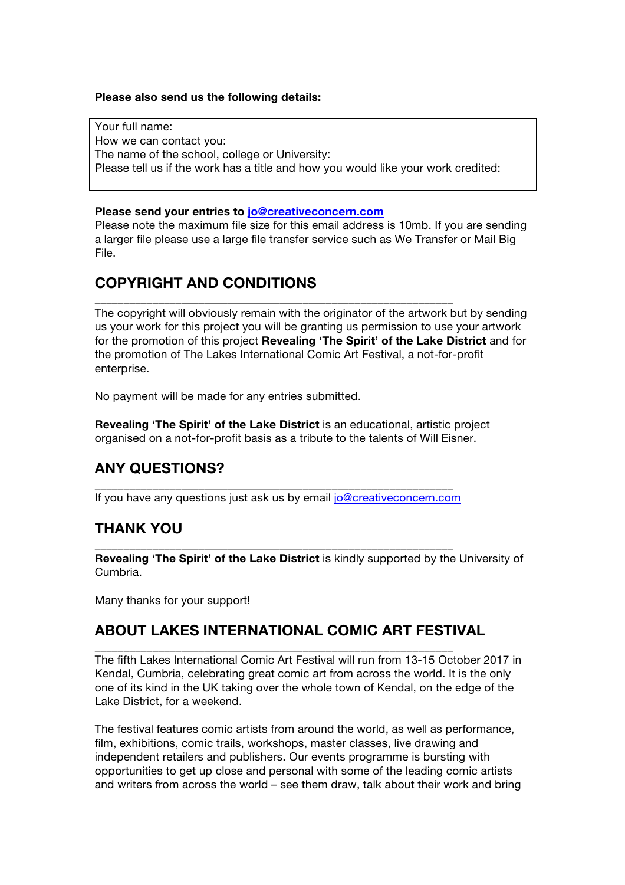**Please also send us the following details:**

| Your full name:<br>How we can contact you:<br>The name of the school, college or University:<br>Please tell us if the work has a title and how you would like your work credited: |
|---|

**Please send your entries to [jo@creativeconcern.com](mailto:jo@creativeconcern.com)**
Please note the maximum file size for this email address is 10mb. If you are sending a larger file please use a large file transfer service such as We Transfer or Mail Big File.

## COPYRIGHT AND CONDITIONS

The copyright will obviously remain with the originator of the artwork but by sending us your work for this project you will be granting us permission to use your artwork for the promotion of this project **Revealing 'The Spirit' of the Lake District** and for the promotion of The Lakes International Comic Art Festival, a not-for-profit enterprise.

No payment will be made for any entries submitted.

**Revealing 'The Spirit' of the Lake District** is an educational, artistic project organised on a not-for-profit basis as a tribute to the talents of Will Eisner.

## ANY QUESTIONS?

If you have any questions just ask us by email [jo@creativeconcern.com](mailto:jo@creativeconcern.com)

## THANK YOU

**Revealing 'The Spirit' of the Lake District** is kindly supported by the University of Cumbria.

Many thanks for your support!

## ABOUT LAKES INTERNATIONAL COMIC ART FESTIVAL

The fifth Lakes International Comic Art Festival will run from 13-15 October 2017 in Kendal, Cumbria, celebrating great comic art from across the world. It is the only one of its kind in the UK taking over the whole town of Kendal, on the edge of the Lake District, for a weekend.

The festival features comic artists from around the world, as well as performance, film, exhibitions, comic trails, workshops, master classes, live drawing and independent retailers and publishers. Our events programme is bursting with opportunities to get up close and personal with some of the leading comic artists and writers from across the world – see them draw, talk about their work and bring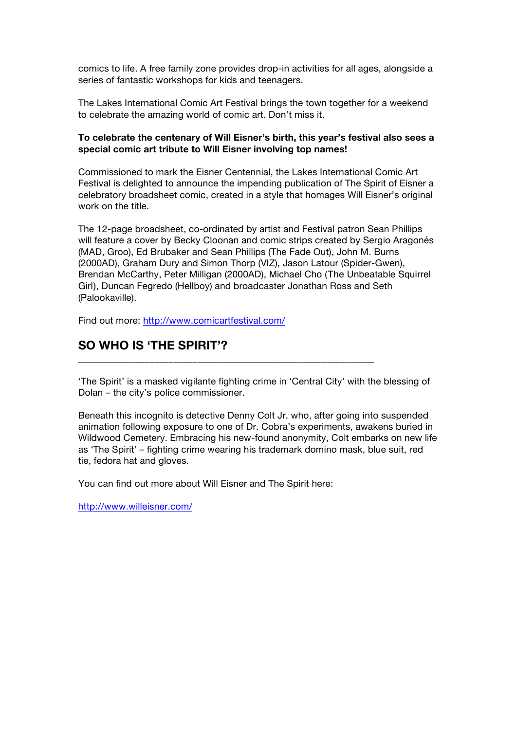comics to life. A free family zone provides drop-in activities for all ages, alongside a series of fantastic workshops for kids and teenagers.

The Lakes International Comic Art Festival brings the town together for a weekend to celebrate the amazing world of comic art. Don't miss it.

**To celebrate the centenary of Will Eisner's birth, this year's festival also sees a special comic art tribute to Will Eisner involving top names!**

Commissioned to mark the Eisner Centennial, the Lakes International Comic Art Festival is delighted to announce the impending publication of The Spirit of Eisner a celebratory broadsheet comic, created in a style that homages Will Eisner's original work on the title.

The 12-page broadsheet, co-ordinated by artist and Festival patron Sean Phillips will feature a cover by Becky Cloonan and comic strips created by Sergio Aragonés (MAD, Groo), Ed Brubaker and Sean Phillips (The Fade Out), John M. Burns (2000AD), Graham Dury and Simon Thorp (VIZ), Jason Latour (Spider-Gwen), Brendan McCarthy, Peter Milligan (2000AD), Michael Cho (The Unbeatable Squirrel Girl), Duncan Fegredo (Hellboy) and broadcaster Jonathan Ross and Seth (Palookaville).

Find out more: http://www.comicartfestival.com/

## SO WHO IS 'THE SPIRIT'?

---

'The Spirit' is a masked vigilante fighting crime in 'Central City' with the blessing of Dolan – the city's police commissioner.

Beneath this incognito is detective Denny Colt Jr. who, after going into suspended animation following exposure to one of Dr. Cobra's experiments, awakens buried in Wildwood Cemetery. Embracing his new-found anonymity, Colt embarks on new life as 'The Spirit' – fighting crime wearing his trademark domino mask, blue suit, red tie, fedora hat and gloves.

You can find out more about Will Eisner and The Spirit here:

http://www.willeisner.com/